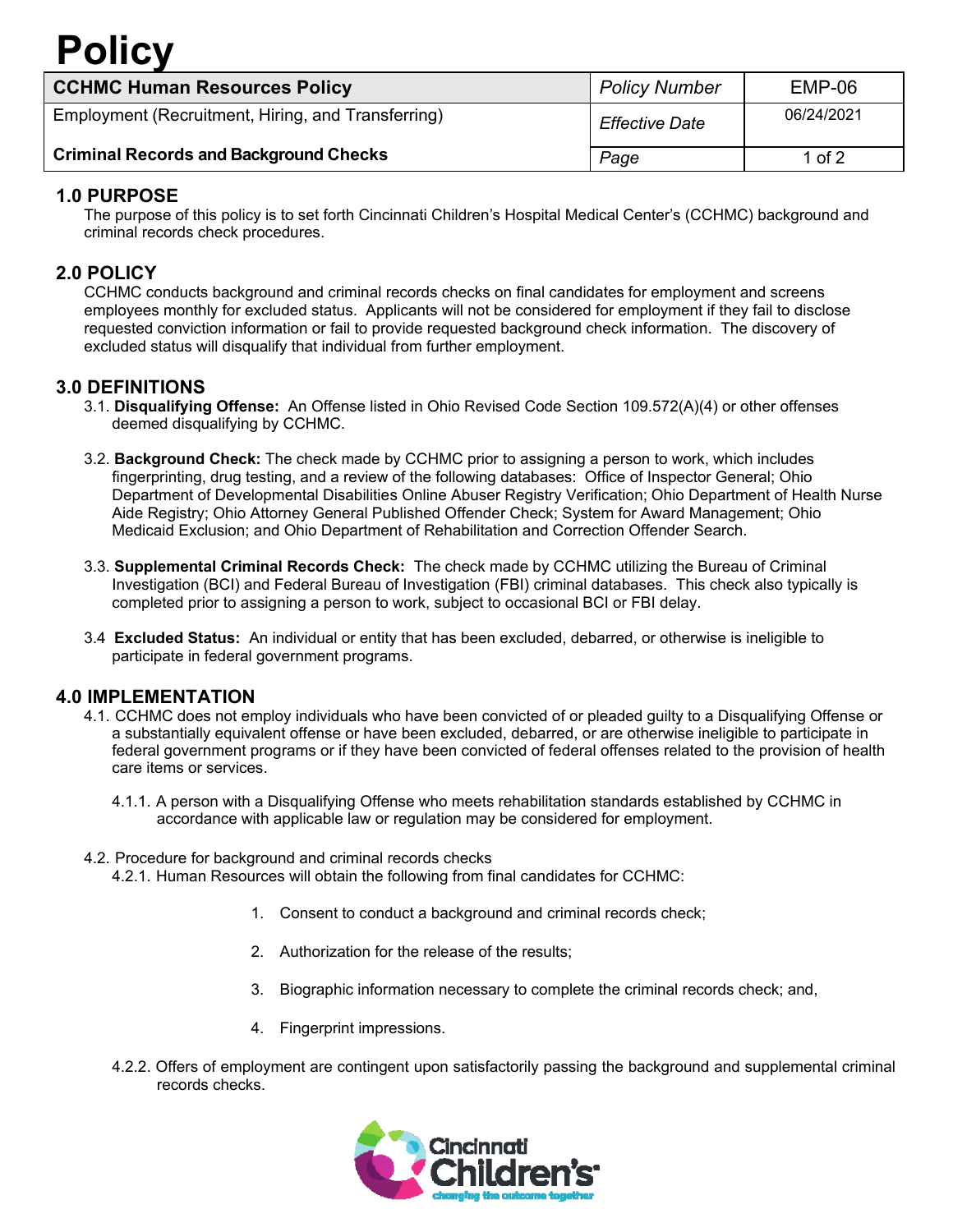# Policy

| CCHMC Human Resources Policy | *Policy Number* | EMP-06 |
|---|---|---|
| Employment (Recruitment, Hiring, and Transferring) | *Effective Date* | 06/24/2021 |
| **Criminal Records and Background Checks** | *Page* | 1 of 2 |

## 1.0 PURPOSE

The purpose of this policy is to set forth Cincinnati Children's Hospital Medical Center's (CCHMC) background and criminal records check procedures.

## 2.0 POLICY

CCHMC conducts background and criminal records checks on final candidates for employment and screens employees monthly for excluded status. Applicants will not be considered for employment if they fail to disclose requested conviction information or fail to provide requested background check information. The discovery of excluded status will disqualify that individual from further employment.

## 3.0 DEFINITIONS

3.1. **Disqualifying Offense:** An Offense listed in Ohio Revised Code Section 109.572(A)(4) or other offenses deemed disqualifying by CCHMC.

3.2. **Background Check:** The check made by CCHMC prior to assigning a person to work, which includes fingerprinting, drug testing, and a review of the following databases: Office of Inspector General; Ohio Department of Developmental Disabilities Online Abuser Registry Verification; Ohio Department of Health Nurse Aide Registry; Ohio Attorney General Published Offender Check; System for Award Management; Ohio Medicaid Exclusion; and Ohio Department of Rehabilitation and Correction Offender Search.

3.3. **Supplemental Criminal Records Check:** The check made by CCHMC utilizing the Bureau of Criminal Investigation (BCI) and Federal Bureau of Investigation (FBI) criminal databases. This check also typically is completed prior to assigning a person to work, subject to occasional BCI or FBI delay.

3.4 **Excluded Status:** An individual or entity that has been excluded, debarred, or otherwise is ineligible to participate in federal government programs.

## 4.0 IMPLEMENTATION

4.1. CCHMC does not employ individuals who have been convicted of or pleaded guilty to a Disqualifying Offense or a substantially equivalent offense or have been excluded, debarred, or are otherwise ineligible to participate in federal government programs or if they have been convicted of federal offenses related to the provision of health care items or services.

4.1.1. A person with a Disqualifying Offense who meets rehabilitation standards established by CCHMC in accordance with applicable law or regulation may be considered for employment.

4.2. Procedure for background and criminal records checks

4.2.1. Human Resources will obtain the following from final candidates for CCHMC:

1. Consent to conduct a background and criminal records check;
2. Authorization for the release of the results;
3. Biographic information necessary to complete the criminal records check; and,
4. Fingerprint impressions.

4.2.2. Offers of employment are contingent upon satisfactorily passing the background and supplemental criminal records checks.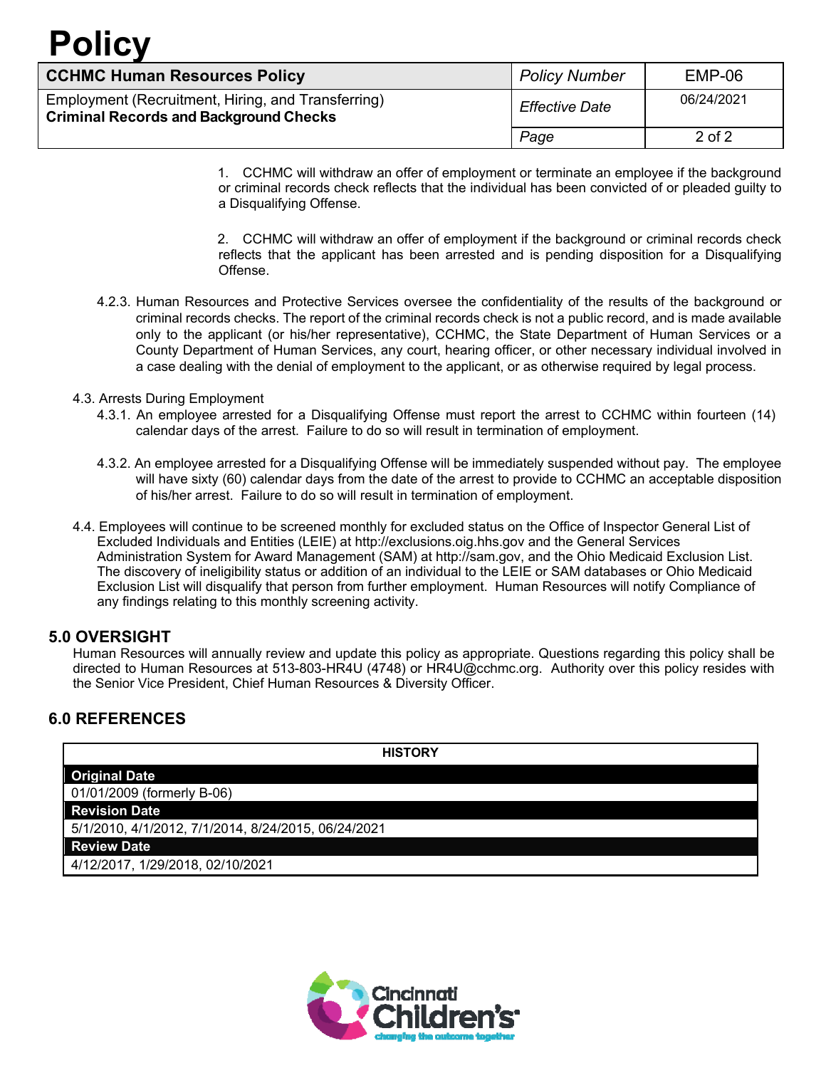1. CCHMC will withdraw an offer of employment or terminate an employee if the background or criminal records check reflects that the individual has been convicted of or pleaded guilty to a Disqualifying Offense.

2. CCHMC will withdraw an offer of employment if the background or criminal records check reflects that the applicant has been arrested and is pending disposition for a Disqualifying Offense.

4.2.3. Human Resources and Protective Services oversee the confidentiality of the results of the background or criminal records checks. The report of the criminal records check is not a public record, and is made available only to the applicant (or his/her representative), CCHMC, the State Department of Human Services or a County Department of Human Services, any court, hearing officer, or other necessary individual involved in a case dealing with the denial of employment to the applicant, or as otherwise required by legal process.

4.3. Arrests During Employment

4.3.1. An employee arrested for a Disqualifying Offense must report the arrest to CCHMC within fourteen (14) calendar days of the arrest. Failure to do so will result in termination of employment.

4.3.2. An employee arrested for a Disqualifying Offense will be immediately suspended without pay. The employee will have sixty (60) calendar days from the date of the arrest to provide to CCHMC an acceptable disposition of his/her arrest. Failure to do so will result in termination of employment.

4.4. Employees will continue to be screened monthly for excluded status on the Office of Inspector General List of Excluded Individuals and Entities (LEIE) at http://exclusions.oig.hhs.gov and the General Services Administration System for Award Management (SAM) at http://sam.gov, and the Ohio Medicaid Exclusion List. The discovery of ineligibility status or addition of an individual to the LEIE or SAM databases or Ohio Medicaid Exclusion List will disqualify that person from further employment. Human Resources will notify Compliance of any findings relating to this monthly screening activity.

## 5.0 OVERSIGHT

Human Resources will annually review and update this policy as appropriate. Questions regarding this policy shall be directed to Human Resources at 513-803-HR4U (4748) or HR4U@cchmc.org. Authority over this policy resides with the Senior Vice President, Chief Human Resources & Diversity Officer.

## 6.0 REFERENCES

| HISTORY |
| --- |
| **Original Date** |
| 01/01/2009 (formerly B-06) |
| **Revision Date** |
| 5/1/2010, 4/1/2012, 7/1/2014, 8/24/2015, 06/24/2021 |
| **Review Date** |
| 4/12/2017, 1/29/2018, 02/10/2021 |